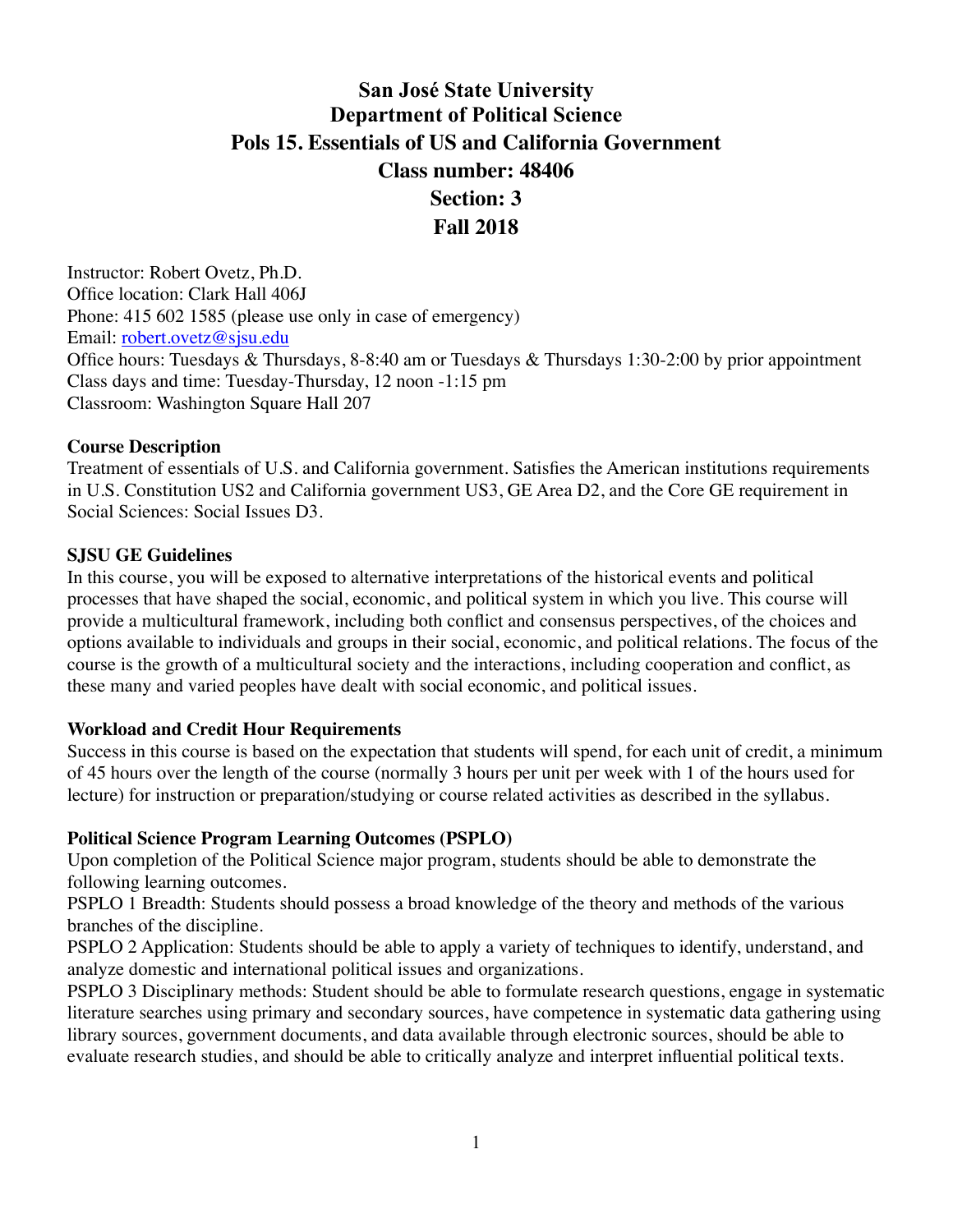# San José State University
# Department of Political Science
# Pols 15. Essentials of US and California Government
# Class number: 48406
# Section: 3
# Fall 2018

Instructor: Robert Ovetz, Ph.D.
Office location: Clark Hall 406J
Phone: 415 602 1585 (please use only in case of emergency)
Email: robert.ovetz@sjsu.edu
Office hours: Tuesdays & Thursdays, 8-8:40 am or Tuesdays & Thursdays 1:30-2:00 by prior appointment
Class days and time: Tuesday-Thursday, 12 noon -1:15 pm
Classroom: Washington Square Hall 207

**Course Description**

Treatment of essentials of U.S. and California government. Satisfies the American institutions requirements in U.S. Constitution US2 and California government US3, GE Area D2, and the Core GE requirement in Social Sciences: Social Issues D3.

**SJSU GE Guidelines**

In this course, you will be exposed to alternative interpretations of the historical events and political processes that have shaped the social, economic, and political system in which you live. This course will provide a multicultural framework, including both conflict and consensus perspectives, of the choices and options available to individuals and groups in their social, economic, and political relations. The focus of the course is the growth of a multicultural society and the interactions, including cooperation and conflict, as these many and varied peoples have dealt with social economic, and political issues.

**Workload and Credit Hour Requirements**

Success in this course is based on the expectation that students will spend, for each unit of credit, a minimum of 45 hours over the length of the course (normally 3 hours per unit per week with 1 of the hours used for lecture) for instruction or preparation/studying or course related activities as described in the syllabus.

**Political Science Program Learning Outcomes (PSPLO)**

Upon completion of the Political Science major program, students should be able to demonstrate the following learning outcomes.

PSPLO 1 Breadth: Students should possess a broad knowledge of the theory and methods of the various branches of the discipline.

PSPLO 2 Application: Students should be able to apply a variety of techniques to identify, understand, and analyze domestic and international political issues and organizations.

PSPLO 3 Disciplinary methods: Student should be able to formulate research questions, engage in systematic literature searches using primary and secondary sources, have competence in systematic data gathering using library sources, government documents, and data available through electronic sources, should be able to evaluate research studies, and should be able to critically analyze and interpret influential political texts.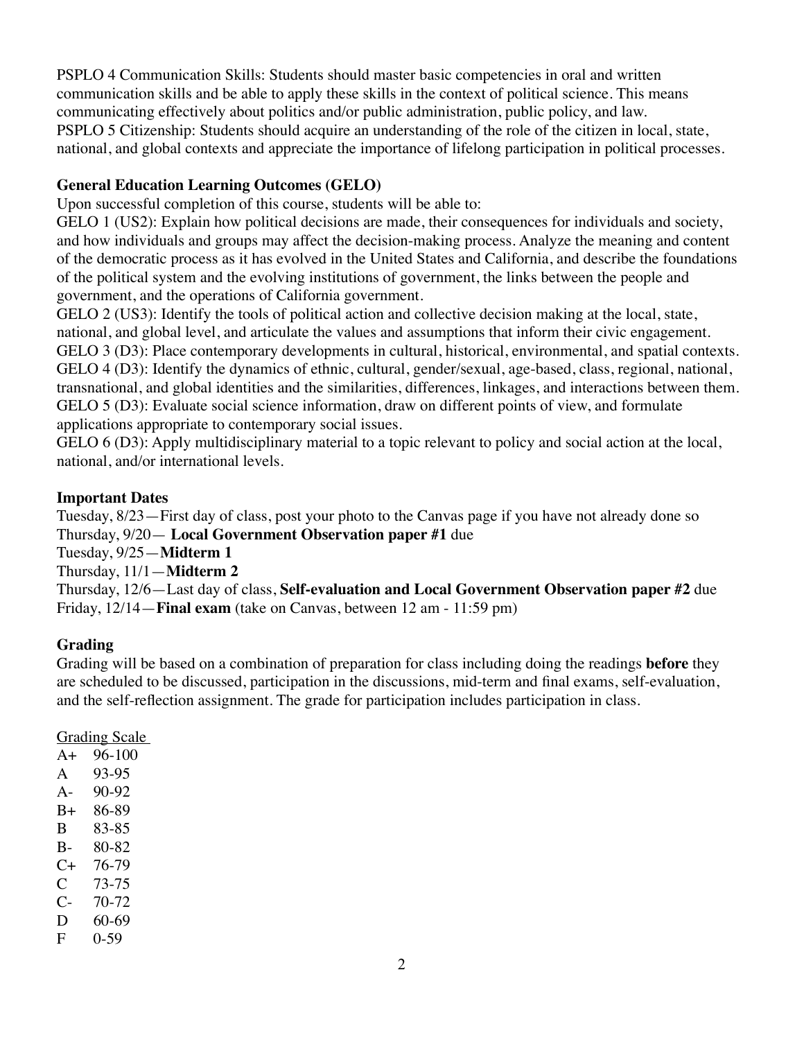PSPLO 4 Communication Skills: Students should master basic competencies in oral and written communication skills and be able to apply these skills in the context of political science. This means communicating effectively about politics and/or public administration, public policy, and law.
PSPLO 5 Citizenship: Students should acquire an understanding of the role of the citizen in local, state, national, and global contexts and appreciate the importance of lifelong participation in political processes.

**General Education Learning Outcomes (GELO)**

Upon successful completion of this course, students will be able to:

GELO 1 (US2): Explain how political decisions are made, their consequences for individuals and society, and how individuals and groups may affect the decision-making process. Analyze the meaning and content of the democratic process as it has evolved in the United States and California, and describe the foundations of the political system and the evolving institutions of government, the links between the people and government, and the operations of California government.
GELO 2 (US3): Identify the tools of political action and collective decision making at the local, state, national, and global level, and articulate the values and assumptions that inform their civic engagement.
GELO 3 (D3): Place contemporary developments in cultural, historical, environmental, and spatial contexts.
GELO 4 (D3): Identify the dynamics of ethnic, cultural, gender/sexual, age-based, class, regional, national, transnational, and global identities and the similarities, differences, linkages, and interactions between them.
GELO 5 (D3): Evaluate social science information, draw on different points of view, and formulate applications appropriate to contemporary social issues.
GELO 6 (D3): Apply multidisciplinary material to a topic relevant to policy and social action at the local, national, and/or international levels.

**Important Dates**

Tuesday, 8/23—First day of class, post your photo to the Canvas page if you have not already done so
Thursday, 9/20— **Local Government Observation paper #1** due
Tuesday, 9/25—**Midterm 1**
Thursday, 11/1—**Midterm 2**
Thursday, 12/6—Last day of class, **Self-evaluation and Local Government Observation paper #2** due
Friday, 12/14—**Final exam** (take on Canvas, between 12 am - 11:59 pm)

**Grading**

Grading will be based on a combination of preparation for class including doing the readings **before** they are scheduled to be discussed, participation in the discussions, mid-term and final exams, self-evaluation, and the self-reflection assignment. The grade for participation includes participation in class.

Grading Scale

| | |
|---|---|
| A+ | 96-100 |
| A | 93-95 |
| A- | 90-92 |
| B+ | 86-89 |
| B | 83-85 |
| B- | 80-82 |
| C+ | 76-79 |
| C | 73-75 |
| C- | 70-72 |
| D | 60-69 |
| F | 0-59 |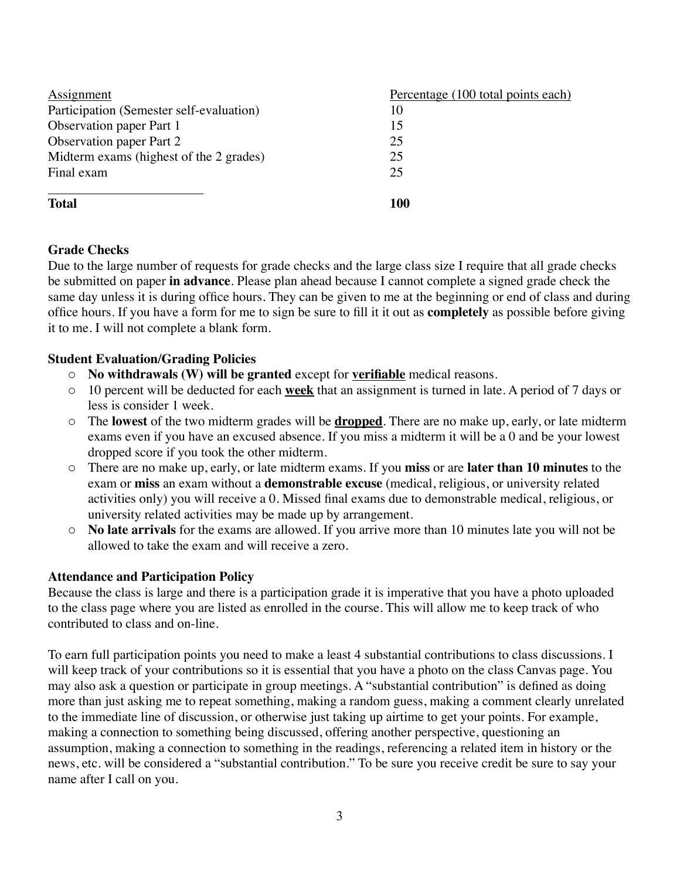| Assignment | Percentage (100 total points each) |
| --- | --- |
| Participation (Semester self-evaluation) | 10 |
| Observation paper Part 1 | 15 |
| Observation paper Part 2 | 25 |
| Midterm exams (highest of the 2 grades) | 25 |
| Final exam | 25 |
| **Total** | **100** |

**Grade Checks**

Due to the large number of requests for grade checks and the large class size I require that all grade checks be submitted on paper **in advance**. Please plan ahead because I cannot complete a signed grade check the same day unless it is during office hours. They can be given to me at the beginning or end of class and during office hours. If you have a form for me to sign be sure to fill it it out as **completely** as possible before giving it to me. I will not complete a blank form.

**Student Evaluation/Grading Policies**

- **No withdrawals (W) will be granted** except for **verifiable** medical reasons.
- 10 percent will be deducted for each **week** that an assignment is turned in late. A period of 7 days or less is consider 1 week.
- The **lowest** of the two midterm grades will be **dropped**. There are no make up, early, or late midterm exams even if you have an excused absence. If you miss a midterm it will be a 0 and be your lowest dropped score if you took the other midterm.
- There are no make up, early, or late midterm exams. If you **miss** or are **later than 10 minutes** to the exam or **miss** an exam without a **demonstrable excuse** (medical, religious, or university related activities only) you will receive a 0. Missed final exams due to demonstrable medical, religious, or university related activities may be made up by arrangement.
- **No late arrivals** for the exams are allowed. If you arrive more than 10 minutes late you will not be allowed to take the exam and will receive a zero.

**Attendance and Participation Policy**

Because the class is large and there is a participation grade it is imperative that you have a photo uploaded to the class page where you are listed as enrolled in the course. This will allow me to keep track of who contributed to class and on-line.

To earn full participation points you need to make a least 4 substantial contributions to class discussions. I will keep track of your contributions so it is essential that you have a photo on the class Canvas page. You may also ask a question or participate in group meetings. A "substantial contribution" is defined as doing more than just asking me to repeat something, making a random guess, making a comment clearly unrelated to the immediate line of discussion, or otherwise just taking up airtime to get your points. For example, making a connection to something being discussed, offering another perspective, questioning an assumption, making a connection to something in the readings, referencing a related item in history or the news, etc. will be considered a "substantial contribution." To be sure you receive credit be sure to say your name after I call on you.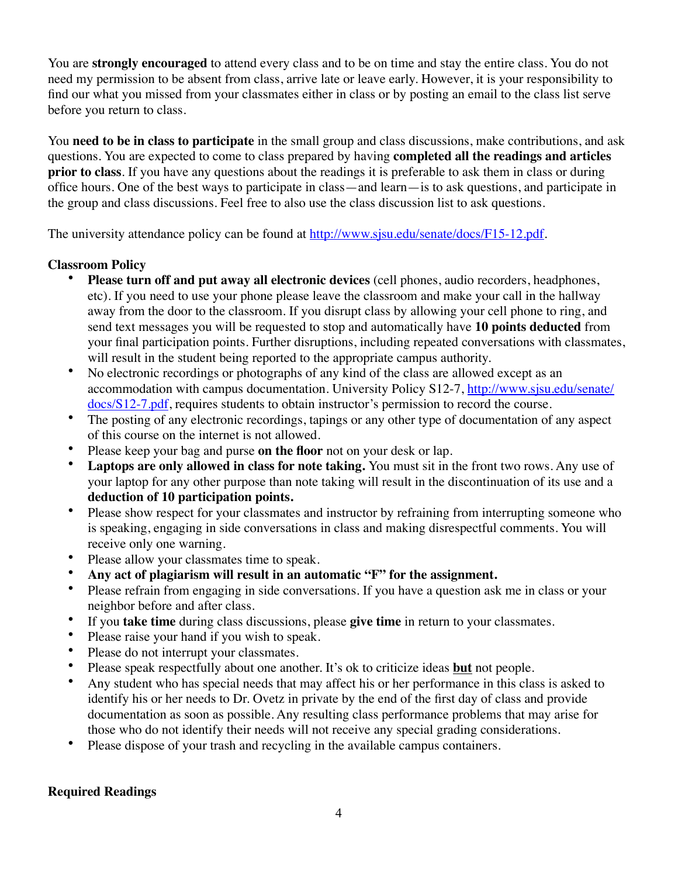You are **strongly encouraged** to attend every class and to be on time and stay the entire class. You do not need my permission to be absent from class, arrive late or leave early. However, it is your responsibility to find our what you missed from your classmates either in class or by posting an email to the class list serve before you return to class.

You **need to be in class to participate** in the small group and class discussions, make contributions, and ask questions. You are expected to come to class prepared by having **completed all the readings and articles prior to class**. If you have any questions about the readings it is preferable to ask them in class or during office hours. One of the best ways to participate in class—and learn—is to ask questions, and participate in the group and class discussions. Feel free to also use the class discussion list to ask questions.

The university attendance policy can be found at http://www.sjsu.edu/senate/docs/F15-12.pdf.

**Classroom Policy**

- **Please turn off and put away all electronic devices** (cell phones, audio recorders, headphones, etc). If you need to use your phone please leave the classroom and make your call in the hallway away from the door to the classroom. If you disrupt class by allowing your cell phone to ring, and send text messages you will be requested to stop and automatically have **10 points deducted** from your final participation points. Further disruptions, including repeated conversations with classmates, will result in the student being reported to the appropriate campus authority.
- No electronic recordings or photographs of any kind of the class are allowed except as an accommodation with campus documentation. University Policy S12-7, http://www.sjsu.edu/senate/docs/S12-7.pdf, requires students to obtain instructor's permission to record the course.
- The posting of any electronic recordings, tapings or any other type of documentation of any aspect of this course on the internet is not allowed.
- Please keep your bag and purse **on the floor** not on your desk or lap.
- **Laptops are only allowed in class for note taking.** You must sit in the front two rows. Any use of your laptop for any other purpose than note taking will result in the discontinuation of its use and a **deduction of 10 participation points.**
- Please show respect for your classmates and instructor by refraining from interrupting someone who is speaking, engaging in side conversations in class and making disrespectful comments. You will receive only one warning.
- Please allow your classmates time to speak.
- **Any act of plagiarism will result in an automatic "F" for the assignment.**
- Please refrain from engaging in side conversations. If you have a question ask me in class or your neighbor before and after class.
- If you **take time** during class discussions, please **give time** in return to your classmates.
- Please raise your hand if you wish to speak.
- Please do not interrupt your classmates.
- Please speak respectfully about one another. It's ok to criticize ideas **but** not people.
- Any student who has special needs that may affect his or her performance in this class is asked to identify his or her needs to Dr. Ovetz in private by the end of the first day of class and provide documentation as soon as possible. Any resulting class performance problems that may arise for those who do not identify their needs will not receive any special grading considerations.
- Please dispose of your trash and recycling in the available campus containers.

**Required Readings**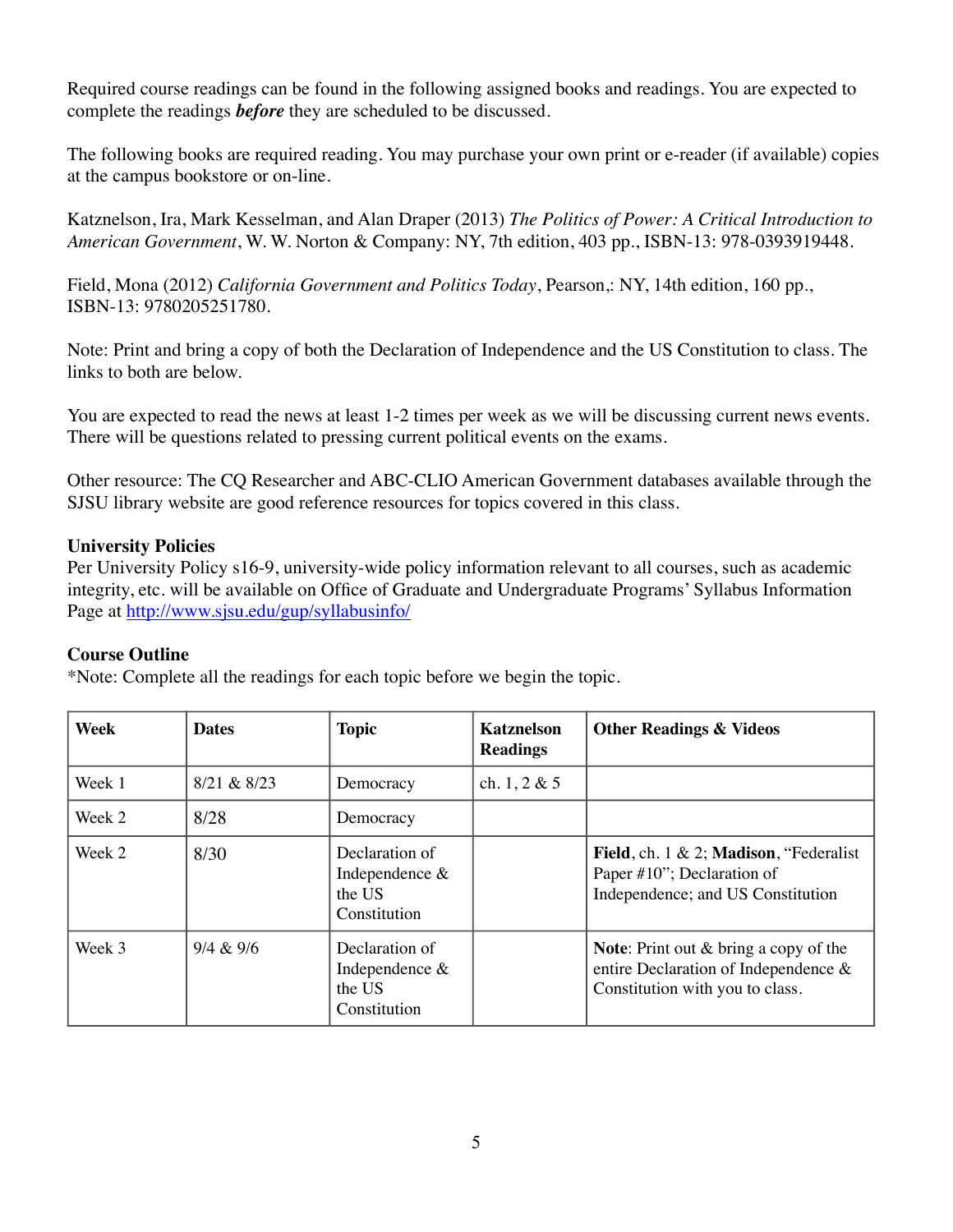Required course readings can be found in the following assigned books and readings. You are expected to complete the readings ***before*** they are scheduled to be discussed.

The following books are required reading. You may purchase your own print or e-reader (if available) copies at the campus bookstore or on-line.

Katznelson, Ira, Mark Kesselman, and Alan Draper (2013) *The Politics of Power: A Critical Introduction to American Government*, W. W. Norton & Company: NY, 7th edition, 403 pp., ISBN-13: 978-0393919448.

Field, Mona (2012) *California Government and Politics Today*, Pearson,: NY, 14th edition, 160 pp., ISBN-13: 9780205251780.

Note: Print and bring a copy of both the Declaration of Independence and the US Constitution to class. The links to both are below.

You are expected to read the news at least 1-2 times per week as we will be discussing current news events. There will be questions related to pressing current political events on the exams.

Other resource: The CQ Researcher and ABC-CLIO American Government databases available through the SJSU library website are good reference resources for topics covered in this class.

**University Policies**

Per University Policy s16-9, university-wide policy information relevant to all courses, such as academic integrity, etc. will be available on Office of Graduate and Undergraduate Programs' Syllabus Information Page at http://www.sjsu.edu/gup/syllabusinfo/

**Course Outline**

*Note: Complete all the readings for each topic before we begin the topic.

| Week | Dates | Topic | Katznelson Readings | Other Readings & Videos |
|---|---|---|---|---|
| Week 1 | 8/21 & 8/23 | Democracy | ch. 1, 2 & 5 | |
| Week 2 | 8/28 | Democracy | | |
| Week 2 | 8/30 | Declaration of Independence & the US Constitution | | **Field**, ch. 1 & 2; **Madison**, "Federalist Paper #10"; Declaration of Independence; and US Constitution |
| Week 3 | 9/4 & 9/6 | Declaration of Independence & the US Constitution | | **Note**: Print out & bring a copy of the entire Declaration of Independence & Constitution with you to class. |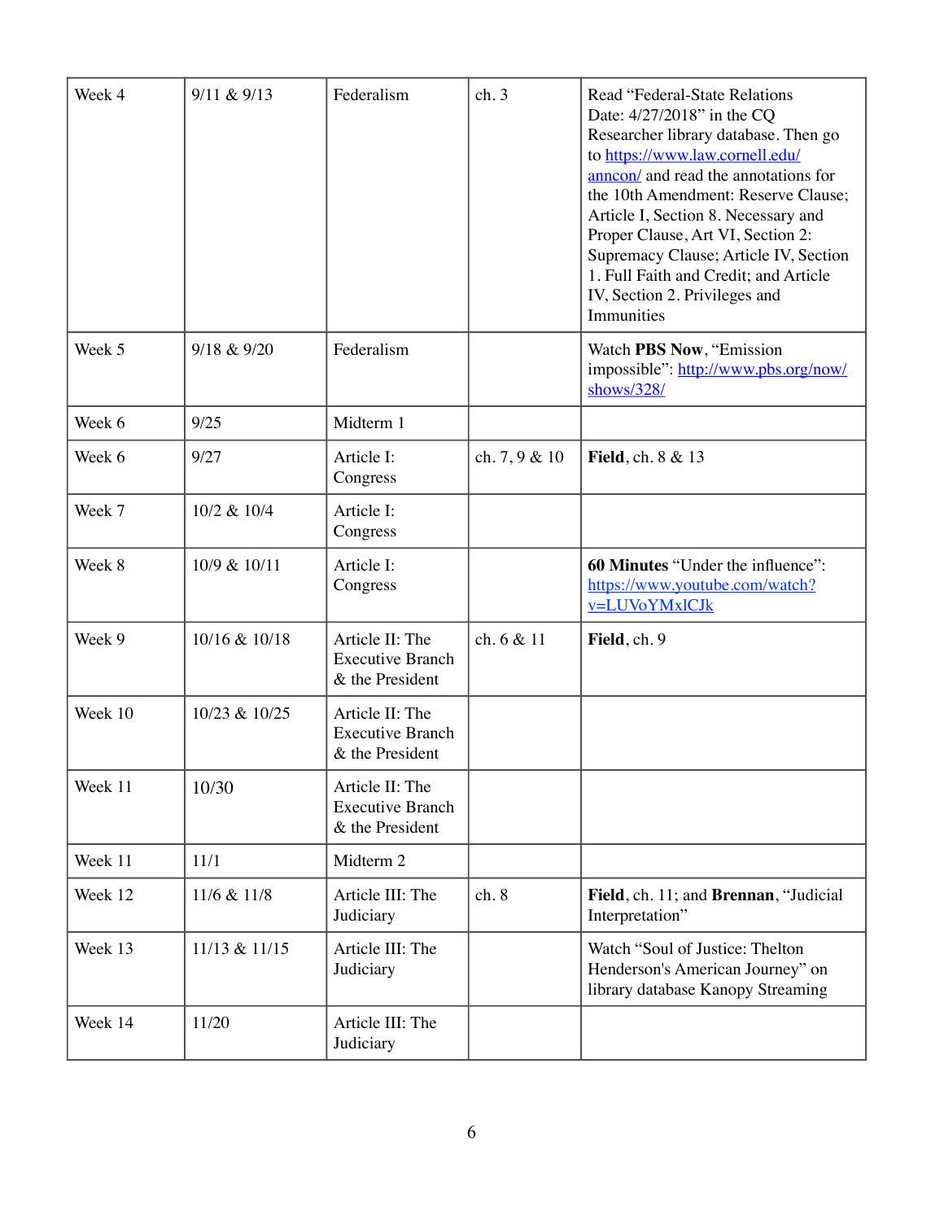| Week 4 | 9/11 & 9/13 | Federalism | ch. 3 | Read “Federal-State Relations Date: 4/27/2018” in the CQ Researcher library database. Then go to https://www.law.cornell.edu/anncon/ and read the annotations for the 10th Amendment: Reserve Clause; Article I, Section 8. Necessary and Proper Clause, Art VI, Section 2: Supremacy Clause; Article IV, Section 1. Full Faith and Credit; and Article IV, Section 2. Privileges and Immunities |
|---|---|---|---|---|
| Week 5 | 9/18 & 9/20 | Federalism | | Watch **PBS Now**, “Emission impossible”: http://www.pbs.org/now/shows/328/ |
| Week 6 | 9/25 | Midterm 1 | | |
| Week 6 | 9/27 | Article I: Congress | ch. 7, 9 & 10 | **Field**, ch. 8 & 13 |
| Week 7 | 10/2 & 10/4 | Article I: Congress | | |
| Week 8 | 10/9 & 10/11 | Article I: Congress | | **60 Minutes** “Under the influence”: https://www.youtube.com/watch?v=LUVoYMxlCJk |
| Week 9 | 10/16 & 10/18 | Article II: The Executive Branch & the President | ch. 6 & 11 | **Field**, ch. 9 |
| Week 10 | 10/23 & 10/25 | Article II: The Executive Branch & the President | | |
| Week 11 | 10/30 | Article II: The Executive Branch & the President | | |
| Week 11 | 11/1 | Midterm 2 | | |
| Week 12 | 11/6 & 11/8 | Article III: The Judiciary | ch. 8 | **Field**, ch. 11; and **Brennan**, “Judicial Interpretation” |
| Week 13 | 11/13 & 11/15 | Article III: The Judiciary | | Watch “Soul of Justice: Thelton Henderson's American Journey” on library database Kanopy Streaming |
| Week 14 | 11/20 | Article III: The Judiciary | | |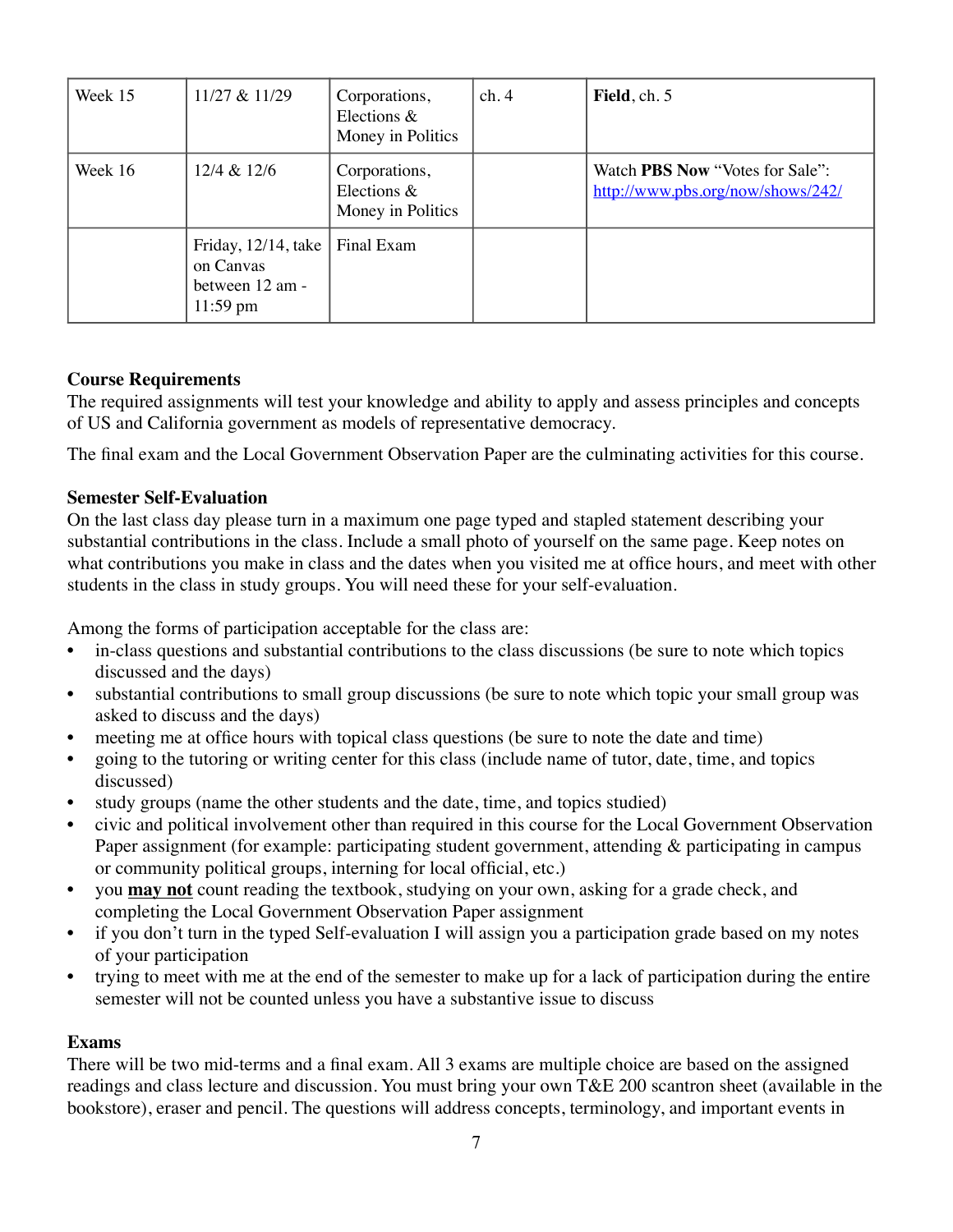| Week 15 | 11/27 & 11/29 | Corporations, Elections & Money in Politics | ch. 4 | **Field**, ch. 5 |
|---|---|---|---|---|
| Week 16 | 12/4 & 12/6 | Corporations, Elections & Money in Politics | | Watch **PBS Now** "Votes for Sale": http://www.pbs.org/now/shows/242/ |
| | Friday, 12/14, take on Canvas between 12 am - 11:59 pm | Final Exam | | |

**Course Requirements**

The required assignments will test your knowledge and ability to apply and assess principles and concepts of US and California government as models of representative democracy.

The final exam and the Local Government Observation Paper are the culminating activities for this course.

**Semester Self-Evaluation**

On the last class day please turn in a maximum one page typed and stapled statement describing your substantial contributions in the class. Include a small photo of yourself on the same page. Keep notes on what contributions you make in class and the dates when you visited me at office hours, and meet with other students in the class in study groups. You will need these for your self-evaluation.

Among the forms of participation acceptable for the class are:

- in-class questions and substantial contributions to the class discussions (be sure to note which topics discussed and the days)
- substantial contributions to small group discussions (be sure to note which topic your small group was asked to discuss and the days)
- meeting me at office hours with topical class questions (be sure to note the date and time)
- going to the tutoring or writing center for this class (include name of tutor, date, time, and topics discussed)
- study groups (name the other students and the date, time, and topics studied)
- civic and political involvement other than required in this course for the Local Government Observation Paper assignment (for example: participating student government, attending & participating in campus or community political groups, interning for local official, etc.)
- you **<u>may not</u>** count reading the textbook, studying on your own, asking for a grade check, and completing the Local Government Observation Paper assignment
- if you don't turn in the typed Self-evaluation I will assign you a participation grade based on my notes of your participation
- trying to meet with me at the end of the semester to make up for a lack of participation during the entire semester will not be counted unless you have a substantive issue to discuss

**Exams**

There will be two mid-terms and a final exam. All 3 exams are multiple choice are based on the assigned readings and class lecture and discussion. You must bring your own T&E 200 scantron sheet (available in the bookstore), eraser and pencil. The questions will address concepts, terminology, and important events in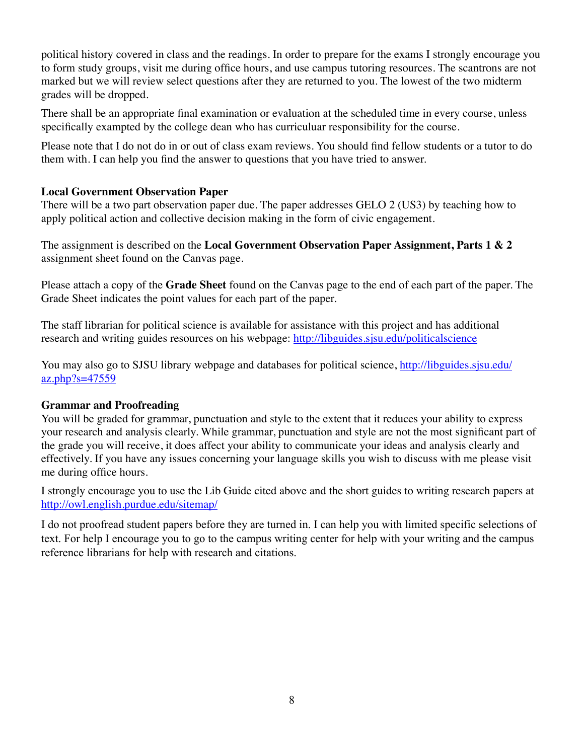political history covered in class and the readings. In order to prepare for the exams I strongly encourage you to form study groups, visit me during office hours, and use campus tutoring resources. The scantrons are not marked but we will review select questions after they are returned to you. The lowest of the two midterm grades will be dropped.

There shall be an appropriate final examination or evaluation at the scheduled time in every course, unless specifically exampted by the college dean who has curriculuar responsibility for the course.

Please note that I do not do in or out of class exam reviews. You should find fellow students or a tutor to do them with. I can help you find the answer to questions that you have tried to answer.

**Local Government Observation Paper**

There will be a two part observation paper due. The paper addresses GELO 2 (US3) by teaching how to apply political action and collective decision making in the form of civic engagement.

The assignment is described on the **Local Government Observation Paper Assignment, Parts 1 & 2** assignment sheet found on the Canvas page.

Please attach a copy of the **Grade Sheet** found on the Canvas page to the end of each part of the paper. The Grade Sheet indicates the point values for each part of the paper.

The staff librarian for political science is available for assistance with this project and has additional research and writing guides resources on his webpage: [http://libguides.sjsu.edu/politicalscience](http://libguides.sjsu.edu/politicalscience)

You may also go to SJSU library webpage and databases for political science, [http://libguides.sjsu.edu/az.php?s=47559](http://libguides.sjsu.edu/az.php?s=47559)

**Grammar and Proofreading**

You will be graded for grammar, punctuation and style to the extent that it reduces your ability to express your research and analysis clearly. While grammar, punctuation and style are not the most significant part of the grade you will receive, it does affect your ability to communicate your ideas and analysis clearly and effectively. If you have any issues concerning your language skills you wish to discuss with me please visit me during office hours.

I strongly encourage you to use the Lib Guide cited above and the short guides to writing research papers at [http://owl.english.purdue.edu/sitemap/](http://owl.english.purdue.edu/sitemap/)

I do not proofread student papers before they are turned in. I can help you with limited specific selections of text. For help I encourage you to go to the campus writing center for help with your writing and the campus reference librarians for help with research and citations.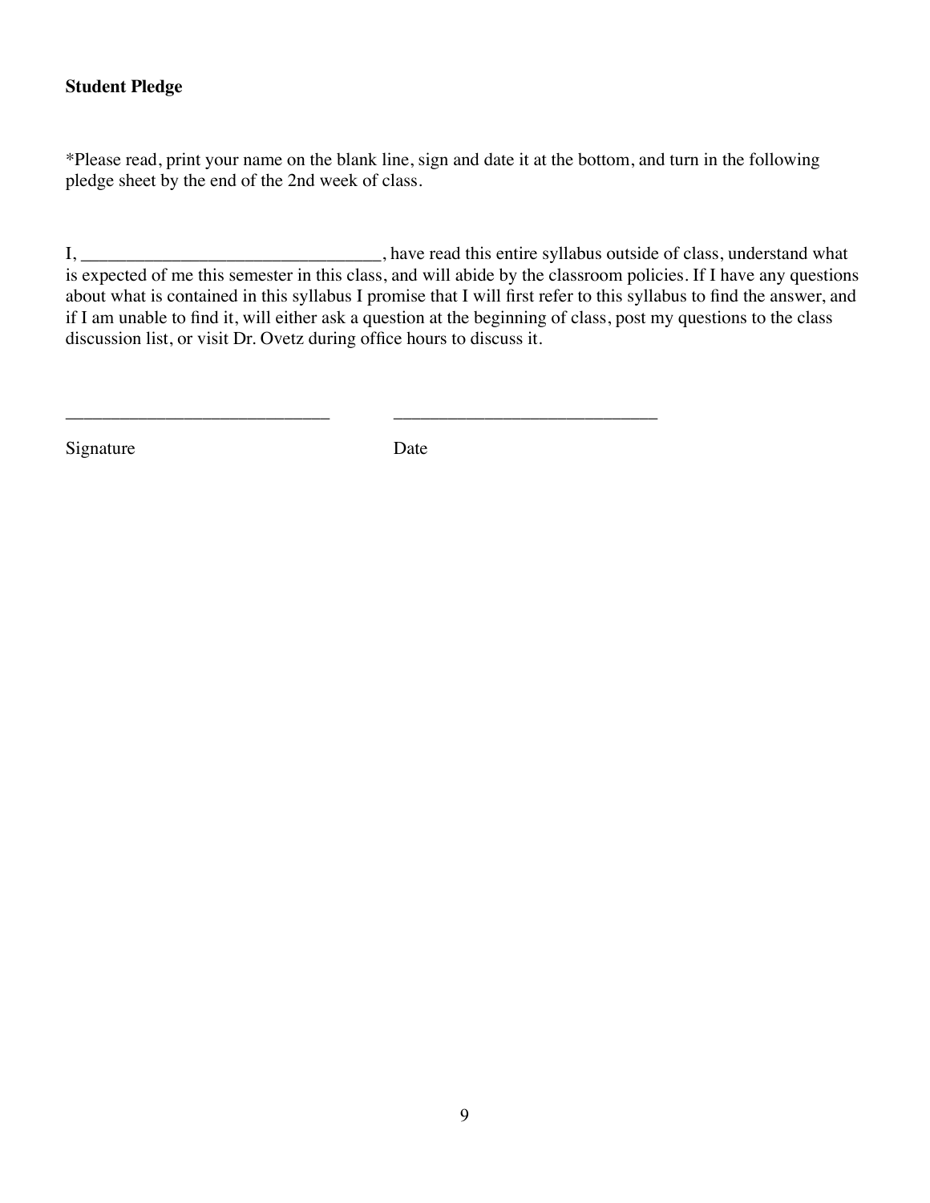**Student Pledge**

*Please read, print your name on the blank line, sign and date it at the bottom, and turn in the following pledge sheet by the end of the 2nd week of class.

I, _________________________________, have read this entire syllabus outside of class, understand what is expected of me this semester in this class, and will abide by the classroom policies. If I have any questions about what is contained in this syllabus I promise that I will first refer to this syllabus to find the answer, and if I am unable to find it, will either ask a question at the beginning of class, post my questions to the class discussion list, or visit Dr. Ovetz during office hours to discuss it.

_____________________________ _____________________________

Signature Date